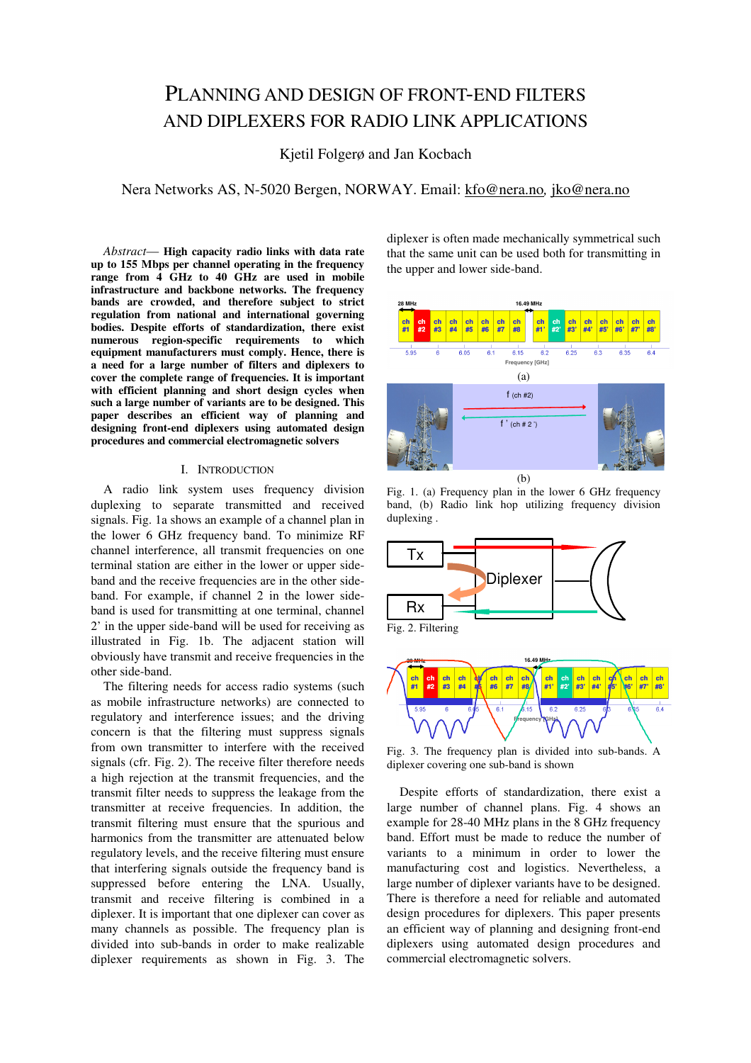# PLANNING AND DESIGN OF FRONT-END FILTERS AND DIPLEXERS FOR RADIO LINK APPLICATIONS

Kjetil Folgerø and Jan Kocbach

Nera Networks AS, N-5020 Bergen, NORWAY. Email: kfo@nera.no, jko@nera.no

*Abstract*— **High capacity radio links with data rate up to 155 Mbps per channel operating in the frequency range from 4 GHz to 40 GHz are used in mobile infrastructure and backbone networks. The frequency bands are crowded, and therefore subject to strict regulation from national and international governing bodies. Despite efforts of standardization, there exist numerous region-specific requirements to which equipment manufacturers must comply. Hence, there is a need for a large number of filters and diplexers to cover the complete range of frequencies. It is important with efficient planning and short design cycles when such a large number of variants are to be designed. This paper describes an efficient way of planning and designing front-end diplexers using automated design procedures and commercial electromagnetic solvers**

## I. INTRODUCTION

A radio link system uses frequency division duplexing to separate transmitted and received signals. Fig. 1a shows an example of a channel plan in the lower 6 GHz frequency band. To minimize RF channel interference, all transmit frequencies on one terminal station are either in the lower or upper side-band and the receive frequencies are in the other side-band. For example, if channel 2 in the lower side-band is used for transmitting at one terminal, channel 2' in the upper side-band will be used for receiving as illustrated in Fig. 1b. The adjacent station will obviously have transmit and receive frequencies in the other side-band.

The filtering needs for access radio systems (such as mobile infrastructure networks) are connected to regulatory and interference issues; and the driving concern is that the filtering must suppress signals from own transmitter to interfere with the received signals (cfr. Fig. 2). The receive filter therefore needs a high rejection at the transmit frequencies, and the transmit filter needs to suppress the leakage from the transmitter at receive frequencies. In addition, the transmit filtering must ensure that the spurious and harmonics from the transmitter are attenuated below regulatory levels, and the receive filtering must ensure that interfering signals outside the frequency band is suppressed before entering the LNA. Usually, transmit and receive filtering is combined in a diplexer. It is important that one diplexer can cover as many channels as possible. The frequency plan is divided into sub-bands in order to make realizable diplexer requirements as shown in Fig. 3. The diplexer is often made mechanically symmetrical such that the same unit can be used both for transmitting in the upper and lower side-band.

Fig. 1. (a) Frequency plan in the lower 6 GHz frequency band, (b) Radio link hop utilizing frequency division duplexing .

Fig. 2. Filtering

Fig. 3. The frequency plan is divided into sub-bands. A diplexer covering one sub-band is shown

Despite efforts of standardization, there exist a large number of channel plans. Fig. 4 shows an example for 28-40 MHz plans in the 8 GHz frequency band. Effort must be made to reduce the number of variants to a minimum in order to lower the manufacturing cost and logistics. Nevertheless, a large number of diplexer variants have to be designed. There is therefore a need for reliable and automated design procedures for diplexers. This paper presents an efficient way of planning and designing front-end diplexers using automated design procedures and commercial electromagnetic solvers.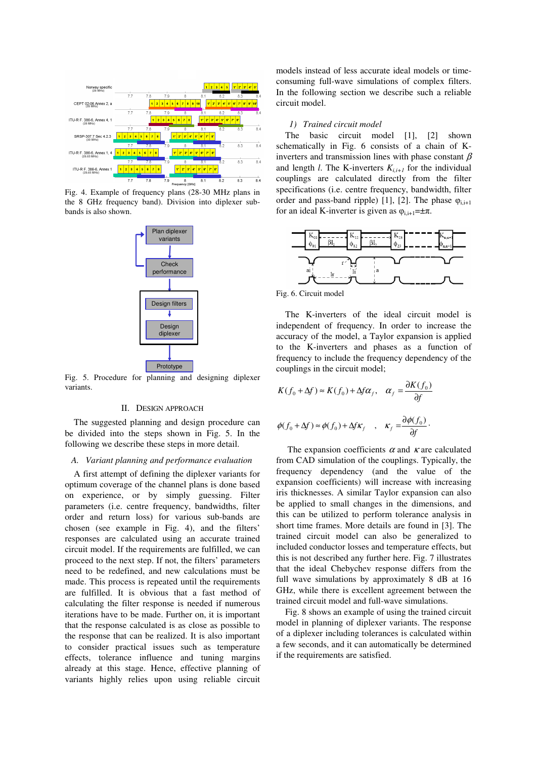Fig. 4. Example of frequency plans (28-30 MHz plans in the 8 GHz frequency band). Division into diplexer sub-bands is also shown.

Fig. 5. Procedure for planning and designing diplexer variants.

## II. Design Approach

The suggested planning and design procedure can be divided into the steps shown in Fig. 5. In the following we describe these steps in more detail.

### A. *Variant planning and performance evaluation*

A first attempt of defining the diplexer variants for optimum coverage of the channel plans is done based on experience, or by simply guessing. Filter parameters (i.e. centre frequency, bandwidths, filter order and return loss) for various sub-bands are chosen (see example in Fig. 4), and the filters' responses are calculated using an accurate trained circuit model. If the requirements are fulfilled, we can proceed to the next step. If not, the filters' parameters need to be redefined, and new calculations must be made. This process is repeated until the requirements are fulfilled. It is obvious that a fast method of calculating the filter response is needed if numerous iterations have to be made. Further on, it is important that the response calculated is as close as possible to the response that can be realized. It is also important to consider practical issues such as temperature effects, tolerance influence and tuning margins already at this stage. Hence, effective planning of variants highly relies upon using reliable circuit models instead of less accurate ideal models or time-consuming full-wave simulations of complex filters. In the following section we describe such a reliable circuit model.

#### 1) *Trained circuit model*

The basic circuit model [1], [2] shown schematically in Fig. 6 consists of a chain of K-inverters and transmission lines with phase constant $\beta$ and length *l*. The K-inverters $K_{i,i+1}$ for the individual couplings are calculated directly from the filter specifications (i.e. centre frequency, bandwidth, filter order and pass-band ripple) [1], [2]. The phase $\varphi_{i,i+1}$ for an ideal K-inverter is given as $\varphi_{i,i+1}=\pm\pi$.

Fig. 6. Circuit model

The K-inverters of the ideal circuit model is independent of frequency. In order to increase the accuracy of the model, a Taylor expansion is applied to the K-inverters and phases as a function of frequency to include the frequency dependency of the couplings in the circuit model;

$$K(f_0+\Delta f)\approx K(f_0)+\Delta f\alpha_f, \quad \alpha_f=\frac{\partial K(f_0)}{\partial f}$$

$$\phi(f_0+\Delta f)\approx \phi(f_0)+\Delta f\kappa_f \quad , \quad \kappa_f=\frac{\partial \phi(f_0)}{\partial f}.$$

The expansion coefficients $\alpha$ and $\kappa$ are calculated from CAD simulation of the couplings. Typically, the frequency dependency (and the value of the expansion coefficients) will increase with increasing iris thicknesses. A similar Taylor expansion can also be applied to small changes in the dimensions, and this can be utilized to perform tolerance analysis in short time frames. More details are found in [3]. The trained circuit model can also be generalized to included conductor losses and temperature effects, but this is not described any further here. Fig. 7 illustrates that the ideal Chebychev response differs from the full wave simulations by approximately 8 dB at 16 GHz, while there is excellent agreement between the trained circuit model and full-wave simulations.

Fig. 8 shows an example of using the trained circuit model in planning of diplexer variants. The response of a diplexer including tolerances is calculated within a few seconds, and it can automatically be determined if the requirements are satisfied.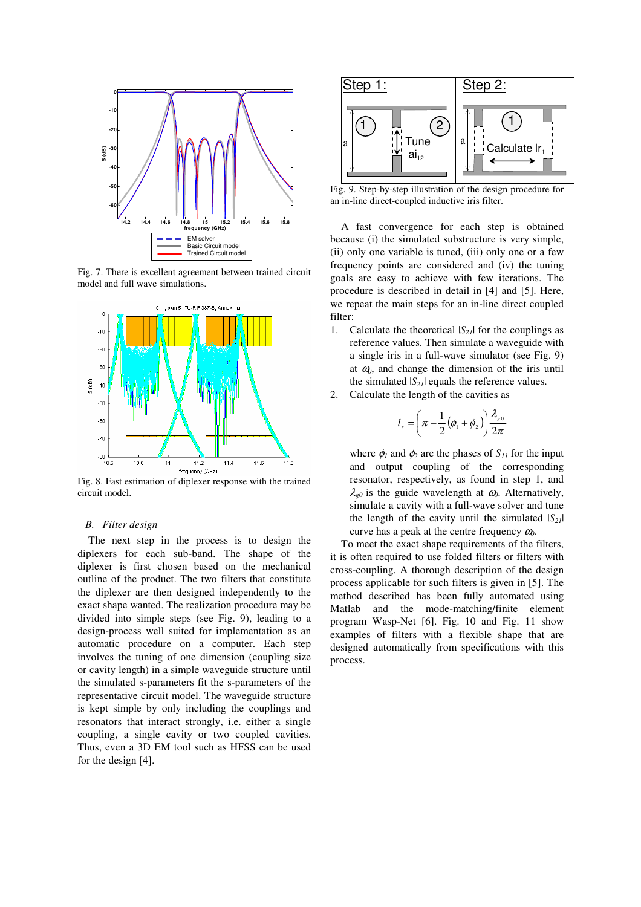Fig. 7. There is excellent agreement between trained circuit model and full wave simulations.

Fig. 8. Fast estimation of diplexer response with the trained circuit model.

### B. *Filter design*

The next step in the process is to design the diplexers for each sub-band. The shape of the diplexer is first chosen based on the mechanical outline of the product. The two filters that constitute the diplexer are then designed independently to the exact shape wanted. The realization procedure may be divided into simple steps (see Fig. 9), leading to a design-process well suited for implementation as an automatic procedure on a computer. Each step involves the tuning of one dimension (coupling size or cavity length) in a simple waveguide structure until the simulated s-parameters fit the s-parameters of the representative circuit model. The waveguide structure is kept simple by only including the couplings and resonators that interact strongly, i.e. either a single coupling, a single cavity or two coupled cavities. Thus, even a 3D EM tool such as HFSS can be used for the design [4].

Fig. 9. Step-by-step illustration of the design procedure for an in-line direct-coupled inductive iris filter.

A fast convergence for each step is obtained because (i) the simulated substructure is very simple, (ii) only one variable is tuned, (iii) only one or a few frequency points are considered and (iv) the tuning goals are easy to achieve with few iterations. The procedure is described in detail in [4] and [5]. Here, we repeat the main steps for an in-line direct coupled filter:

1. Calculate the theoretical $|S_{21}|$ for the couplings as reference values. Then simulate a waveguide with a single iris in a full-wave simulator (see Fig. 9) at $\omega_0$, and change the dimension of the iris until the simulated $|S_{21}|$ equals the reference values.
2. Calculate the length of the cavities as

$$l_r = \left(\pi - \frac{1}{2}(\phi_1 + \phi_2)\right)\frac{\lambda_{g0}}{2\pi}$$

where $\phi_1$ and $\phi_2$ are the phases of $S_{11}$ for the input and output coupling of the corresponding resonator, respectively, as found in step 1, and $\lambda_{g0}$ is the guide wavelength at $\omega_0$. Alternatively, simulate a cavity with a full-wave solver and tune the length of the cavity until the simulated $|S_{21}|$ curve has a peak at the centre frequency $\omega_0$.

To meet the exact shape requirements of the filters, it is often required to use folded filters or filters with cross-coupling. A thorough description of the design process applicable for such filters is given in [5]. The method described has been fully automated using Matlab and the mode-matching/finite element program Wasp-Net [6]. Fig. 10 and Fig. 11 show examples of filters with a flexible shape that are designed automatically from specifications with this process.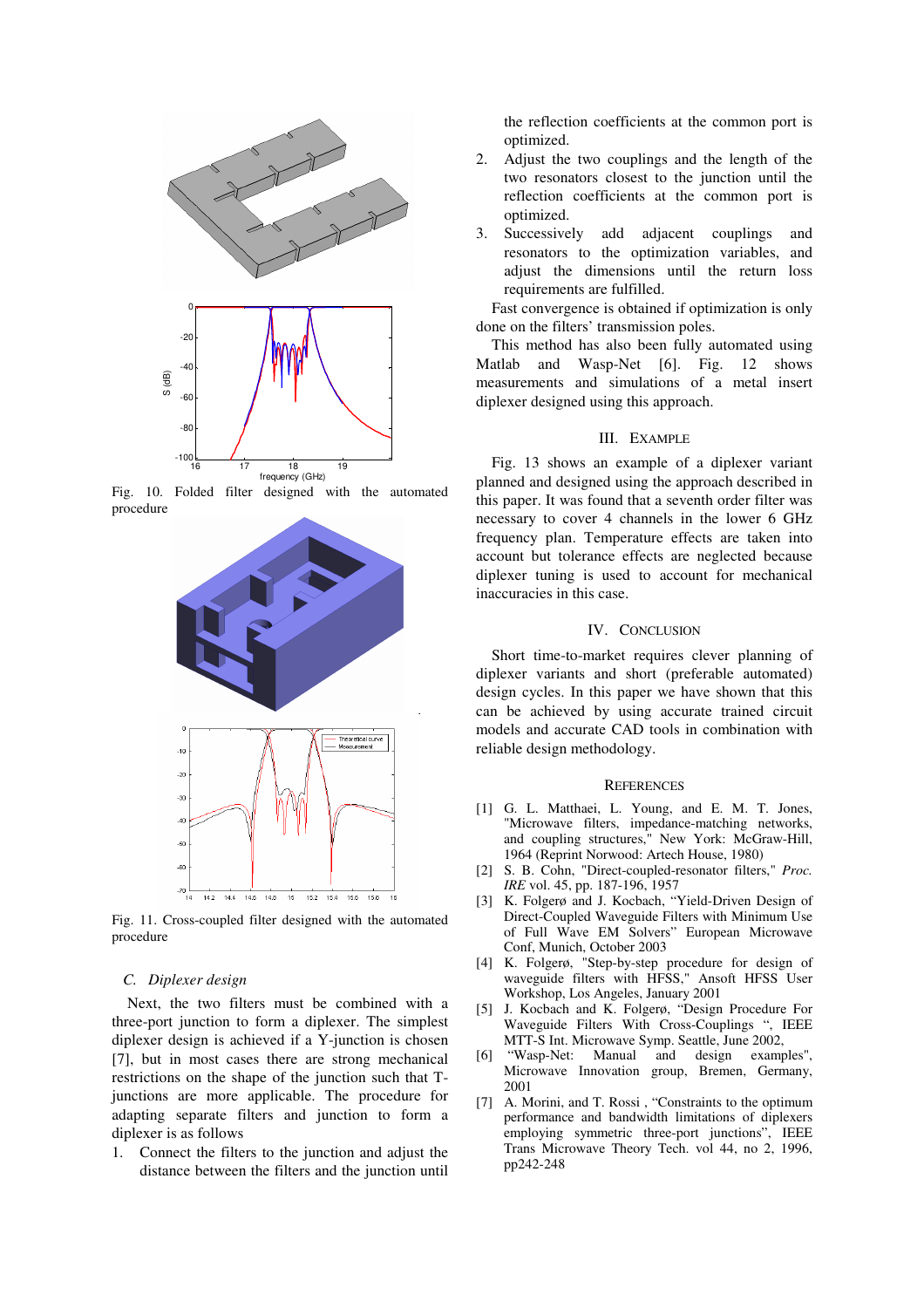Fig. 10. Folded filter designed with the automated procedure

Fig. 11. Cross-coupled filter designed with the automated procedure

### C. Diplexer design

Next, the two filters must be combined with a three-port junction to form a diplexer. The simplest diplexer design is achieved if a Y-junction is chosen [7], but in most cases there are strong mechanical restrictions on the shape of the junction such that T-junctions are more applicable. The procedure for adapting separate filters and junction to form a diplexer is as follows

1. Connect the filters to the junction and adjust the distance between the filters and the junction until the reflection coefficients at the common port is optimized.
2. Adjust the two couplings and the length of the two resonators closest to the junction until the reflection coefficients at the common port is optimized.
3. Successively add adjacent couplings and resonators to the optimization variables, and adjust the dimensions until the return loss requirements are fulfilled.

Fast convergence is obtained if optimization is only done on the filters' transmission poles.

This method has also been fully automated using Matlab and Wasp-Net [6]. Fig. 12 shows measurements and simulations of a metal insert diplexer designed using this approach.

## III. Example

Fig. 13 shows an example of a diplexer variant planned and designed using the approach described in this paper. It was found that a seventh order filter was necessary to cover 4 channels in the lower 6 GHz frequency plan. Temperature effects are taken into account but tolerance effects are neglected because diplexer tuning is used to account for mechanical inaccuracies in this case.

## IV. Conclusion

Short time-to-market requires clever planning of diplexer variants and short (preferable automated) design cycles. In this paper we have shown that this can be achieved by using accurate trained circuit models and accurate CAD tools in combination with reliable design methodology.

## References

[1] G. L. Matthaei, L. Young, and E. M. T. Jones, "Microwave filters, impedance-matching networks, and coupling structures," New York: McGraw-Hill, 1964 (Reprint Norwood: Artech House, 1980)

[2] S. B. Cohn, "Direct-coupled-resonator filters," *Proc. IRE* vol. 45, pp. 187-196, 1957

[3] K. Folgerø and J. Kocbach, "Yield-Driven Design of Direct-Coupled Waveguide Filters with Minimum Use of Full Wave EM Solvers" European Microwave Conf, Munich, October 2003

[4] K. Folgerø, "Step-by-step procedure for design of waveguide filters with HFSS," Ansoft HFSS User Workshop, Los Angeles, January 2001

[5] J. Kocbach and K. Folgerø, "Design Procedure For Waveguide Filters With Cross-Couplings ", IEEE MTT-S Int. Microwave Symp. Seattle, June 2002,

[6] "Wasp-Net: Manual and design examples", Microwave Innovation group, Bremen, Germany, 2001

[7] A. Morini, and T. Rossi , "Constraints to the optimum performance and bandwidth limitations of diplexers employing symmetric three-port junctions", IEEE Trans Microwave Theory Tech. vol 44, no 2, 1996, pp242-248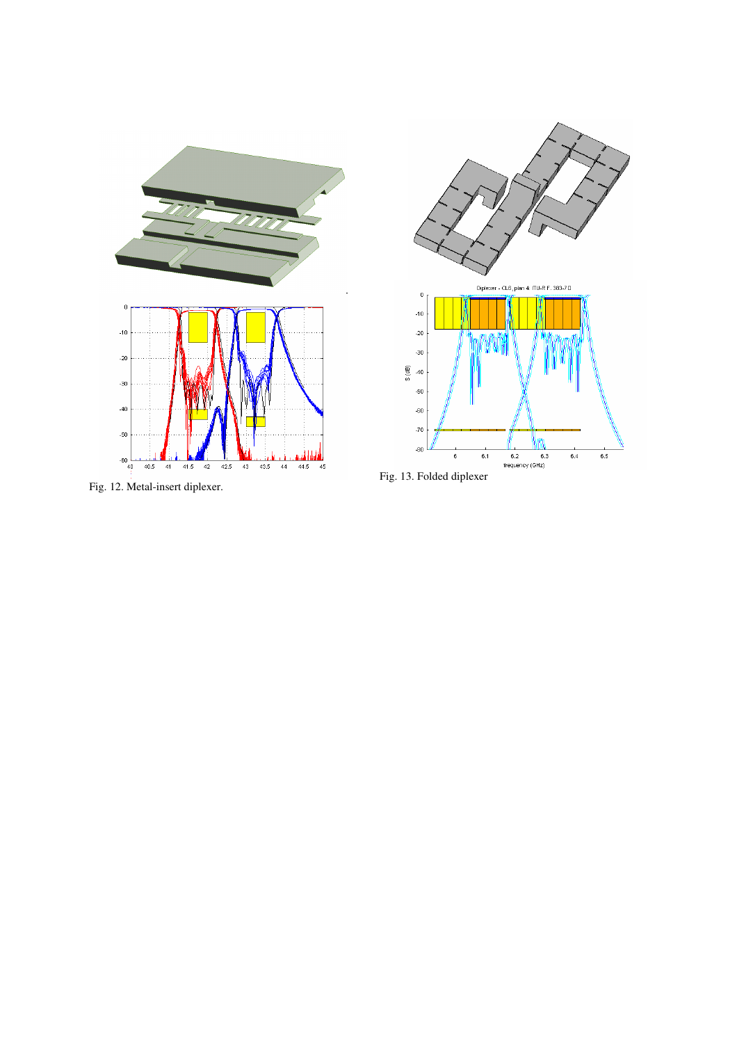0
-10
-20
-30
-40
-50
-60
40
40.5
41
41.5
42
42.5
43
43.5
44
44.5
45

Fig. 12. Metal-insert diplexer.

Diplexer - CL6, plan 4: ITU-R F. 383-7

0
-10
-20
-30
-40
-50
-60
-70
-80

S (dB)

6
6.1
6.2
6.3
6.4
6.5

frequency (GHz)

Fig. 13. Folded diplexer